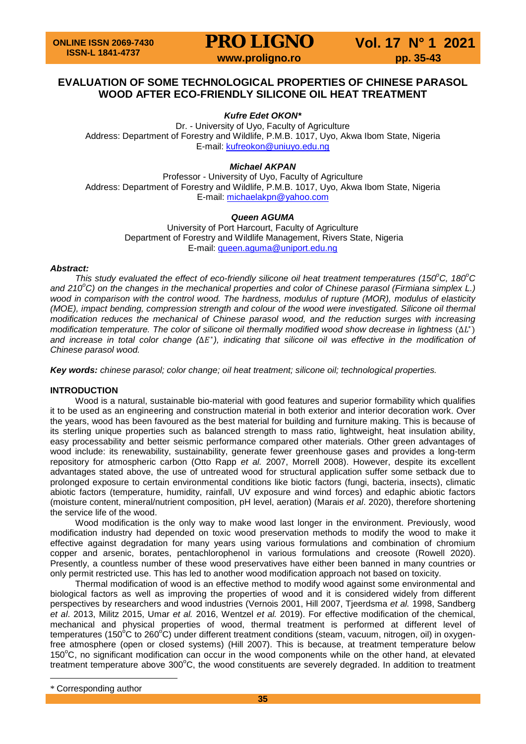# EVALUATION OF SOME TECHNOLOGICAL PROPERTIES OF CHINESE PARASOL WOOD AFTER ECO-FRIENDLY SILICONE OIL HEAT TREATMENT

***Kufre Edet OKON****

Dr. - University of Uyo, Faculty of Agriculture
Address: Department of Forestry and Wildlife, P.M.B. 1017, Uyo, Akwa Ibom State, Nigeria
E-mail: kufreokon@uniuyo.edu.ng

***Michael AKPAN***

Professor - University of Uyo, Faculty of Agriculture
Address: Department of Forestry and Wildlife, P.M.B. 1017, Uyo, Akwa Ibom State, Nigeria
E-mail: michaelakpn@yahoo.com

***Queen AGUMA***

University of Port Harcourt, Faculty of Agriculture
Department of Forestry and Wildlife Management, Rivers State, Nigeria
E-mail: queen.aguma@uniport.edu.ng

***Abstract:***

*This study evaluated the effect of eco-friendly silicone oil heat treatment temperatures (150°C, 180°C and 210°C) on the changes in the mechanical properties and color of Chinese parasol (Firmiana simplex L.) wood in comparison with the control wood. The hardness, modulus of rupture (MOR), modulus of elasticity (MOE), impact bending, compression strength and colour of the wood were investigated. Silicone oil thermal modification reduces the mechanical of Chinese parasol wood, and the reduction surges with increasing modification temperature. The color of silicone oil thermally modified wood show decrease in lightness ($\Delta L^*$) and increase in total color change ($\Delta E^*$), indicating that silicone oil was effective in the modification of Chinese parasol wood.*

***Key words:*** *chinese parasol; color change; oil heat treatment; silicone oil; technological properties.*

## INTRODUCTION

Wood is a natural, sustainable bio-material with good features and superior formability which qualifies it to be used as an engineering and construction material in both exterior and interior decoration work. Over the years, wood has been favoured as the best material for building and furniture making. This is because of its sterling unique properties such as balanced strength to mass ratio, lightweight, heat insulation ability, easy processability and better seismic performance compared other materials. Other green advantages of wood include: its renewability, sustainability, generate fewer greenhouse gases and provides a long-term repository for atmospheric carbon (Otto Rapp *et al.* 2007, Morrell 2008). However, despite its excellent advantages stated above, the use of untreated wood for structural application suffer some setback due to prolonged exposure to certain environmental conditions like biotic factors (fungi, bacteria, insects), climatic abiotic factors (temperature, humidity, rainfall, UV exposure and wind forces) and edaphic abiotic factors (moisture content, mineral/nutrient composition, pH level, aeration) (Marais *et al*. 2020), therefore shortening the service life of the wood.

Wood modification is the only way to make wood last longer in the environment. Previously, wood modification industry had depended on toxic wood preservation methods to modify the wood to make it effective against degradation for many years using various formulations and combination of chromium copper and arsenic, borates, pentachlorophenol in various formulations and creosote (Rowell 2020). Presently, a countless number of these wood preservatives have either been banned in many countries or only permit restricted use. This has led to another wood modification approach not based on toxicity.

Thermal modification of wood is an effective method to modify wood against some environmental and biological factors as well as improving the properties of wood and it is considered widely from different perspectives by researchers and wood industries (Vernois 2001, Hill 2007, Tjeerdsma *et al.* 1998, Sandberg *et al*. 2013, Militz 2015, Umar *et al.* 2016, Wentzel *et al.* 2019). For effective modification of the chemical, mechanical and physical properties of wood, thermal treatment is performed at different level of temperatures (150°C to 260°C) under different treatment conditions (steam, vacuum, nitrogen, oil) in oxygen-free atmosphere (open or closed systems) (Hill 2007). This is because, at treatment temperature below 150°C, no significant modification can occur in the wood components while on the other hand, at elevated treatment temperature above 300°C, the wood constituents are severely degraded. In addition to treatment

\* Corresponding author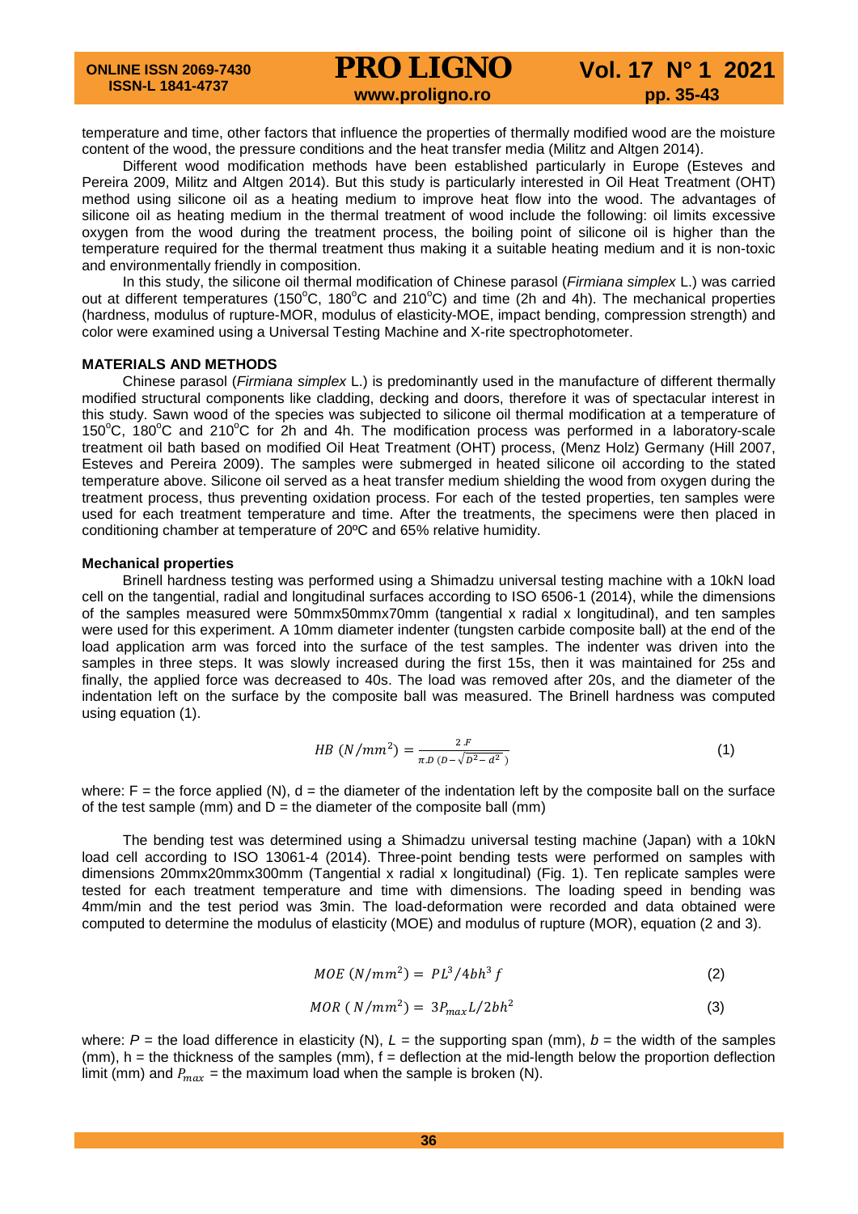temperature and time, other factors that influence the properties of thermally modified wood are the moisture content of the wood, the pressure conditions and the heat transfer media (Militz and Altgen 2014).

Different wood modification methods have been established particularly in Europe (Esteves and Pereira 2009, Militz and Altgen 2014). But this study is particularly interested in Oil Heat Treatment (OHT) method using silicone oil as a heating medium to improve heat flow into the wood. The advantages of silicone oil as heating medium in the thermal treatment of wood include the following: oil limits excessive oxygen from the wood during the treatment process, the boiling point of silicone oil is higher than the temperature required for the thermal treatment thus making it a suitable heating medium and it is non-toxic and environmentally friendly in composition.

In this study, the silicone oil thermal modification of Chinese parasol (*Firmiana simplex* L.) was carried out at different temperatures (150°C, 180°C and 210°C) and time (2h and 4h). The mechanical properties (hardness, modulus of rupture-MOR, modulus of elasticity-MOE, impact bending, compression strength) and color were examined using a Universal Testing Machine and X-rite spectrophotometer.

## MATERIALS AND METHODS

Chinese parasol (*Firmiana simplex* L.) is predominantly used in the manufacture of different thermally modified structural components like cladding, decking and doors, therefore it was of spectacular interest in this study. Sawn wood of the species was subjected to silicone oil thermal modification at a temperature of 150°C, 180°C and 210°C for 2h and 4h. The modification process was performed in a laboratory-scale treatment oil bath based on modified Oil Heat Treatment (OHT) process, (Menz Holz) Germany (Hill 2007, Esteves and Pereira 2009). The samples were submerged in heated silicone oil according to the stated temperature above. Silicone oil served as a heat transfer medium shielding the wood from oxygen during the treatment process, thus preventing oxidation process. For each of the tested properties, ten samples were used for each treatment temperature and time. After the treatments, the specimens were then placed in conditioning chamber at temperature of 20ºC and 65% relative humidity.

### Mechanical properties

Brinell hardness testing was performed using a Shimadzu universal testing machine with a 10kN load cell on the tangential, radial and longitudinal surfaces according to ISO 6506-1 (2014), while the dimensions of the samples measured were 50mmx50mmx70mm (tangential x radial x longitudinal), and ten samples were used for this experiment. A 10mm diameter indenter (tungsten carbide composite ball) at the end of the load application arm was forced into the surface of the test samples. The indenter was driven into the samples in three steps. It was slowly increased during the first 15s, then it was maintained for 25s and finally, the applied force was decreased to 40s. The load was removed after 20s, and the diameter of the indentation left on the surface by the composite ball was measured. The Brinell hardness was computed using equation (1).

$$HB\ (N/mm^2) = \frac{2.F}{\pi.D\ (D-\sqrt{D^2-d^2}\ )} \tag{1}$$

where: F = the force applied (N), d = the diameter of the indentation left by the composite ball on the surface of the test sample (mm) and D = the diameter of the composite ball (mm)

The bending test was determined using a Shimadzu universal testing machine (Japan) with a 10kN load cell according to ISO 13061-4 (2014). Three-point bending tests were performed on samples with dimensions 20mmx20mmx300mm (Tangential x radial x longitudinal) (Fig. 1). Ten replicate samples were tested for each treatment temperature and time with dimensions. The loading speed in bending was 4mm/min and the test period was 3min. The load-deformation were recorded and data obtained were computed to determine the modulus of elasticity (MOE) and modulus of rupture (MOR), equation (2 and 3).

$$MOE\ (N/mm^2) = PL^3/4bh^3 f \tag{2}$$

$$MOR\ (N/mm^2) = 3P_{max}L/2bh^2 \tag{3}$$

where: $P$ = the load difference in elasticity (N), $L$ = the supporting span (mm), $b$ = the width of the samples (mm), h = the thickness of the samples (mm), f = deflection at the mid-length below the proportion deflection limit (mm) and $P_{max}$ = the maximum load when the sample is broken (N).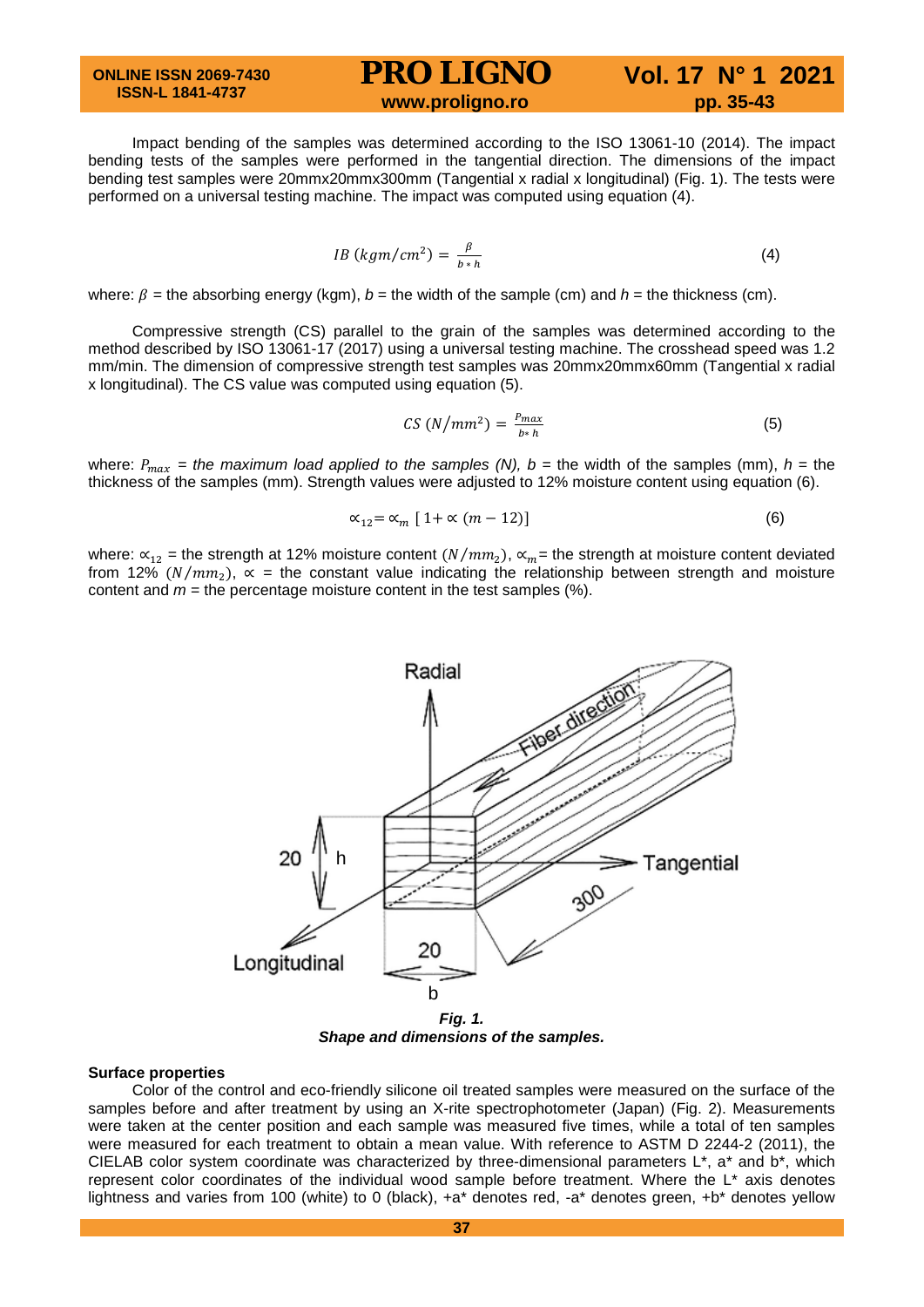Impact bending of the samples was determined according to the ISO 13061-10 (2014). The impact bending tests of the samples were performed in the tangential direction. The dimensions of the impact bending test samples were 20mmx20mmx300mm (Tangential x radial x longitudinal) (Fig. 1). The tests were performed on a universal testing machine. The impact was computed using equation (4).

$$IB\ (kgm/cm^2) = \frac{\beta}{b * h} \tag{4}$$

where: $\beta$ = the absorbing energy (kgm), $b$ = the width of the sample (cm) and $h$ = the thickness (cm).

Compressive strength (CS) parallel to the grain of the samples was determined according to the method described by ISO 13061-17 (2017) using a universal testing machine. The crosshead speed was 1.2 mm/min. The dimension of compressive strength test samples was 20mmx20mmx60mm (Tangential x radial x longitudinal). The CS value was computed using equation (5).

$$CS\ (N/mm^2) = \frac{P_{max}}{b * h} \tag{5}$$

where: $P_{max}$ = *the maximum load applied to the samples (N),* $b$ = the width of the samples (mm), $h$ = the thickness of the samples (mm). Strength values were adjusted to 12% moisture content using equation (6).

$$\propto_{12} = \propto_m [1 + \propto (m - 12)] \tag{6}$$

where: $\propto_{12}$ = the strength at 12% moisture content $(N/mm_2)$, $\propto_m$ = the strength at moisture content deviated from 12% $(N/mm_2)$, $\propto$ = the constant value indicating the relationship between strength and moisture content and $m$ = the percentage moisture content in the test samples (%).

***Fig. 1.***
***Shape and dimensions of the samples.***

**Surface properties**

Color of the control and eco-friendly silicone oil treated samples were measured on the surface of the samples before and after treatment by using an X-rite spectrophotometer (Japan) (Fig. 2). Measurements were taken at the center position and each sample was measured five times, while a total of ten samples were measured for each treatment to obtain a mean value. With reference to ASTM D 2244-2 (2011), the CIELAB color system coordinate was characterized by three-dimensional parameters L*, a* and b*, which represent color coordinates of the individual wood sample before treatment. Where the L* axis denotes lightness and varies from 100 (white) to 0 (black), +a* denotes red, -a* denotes green, +b* denotes yellow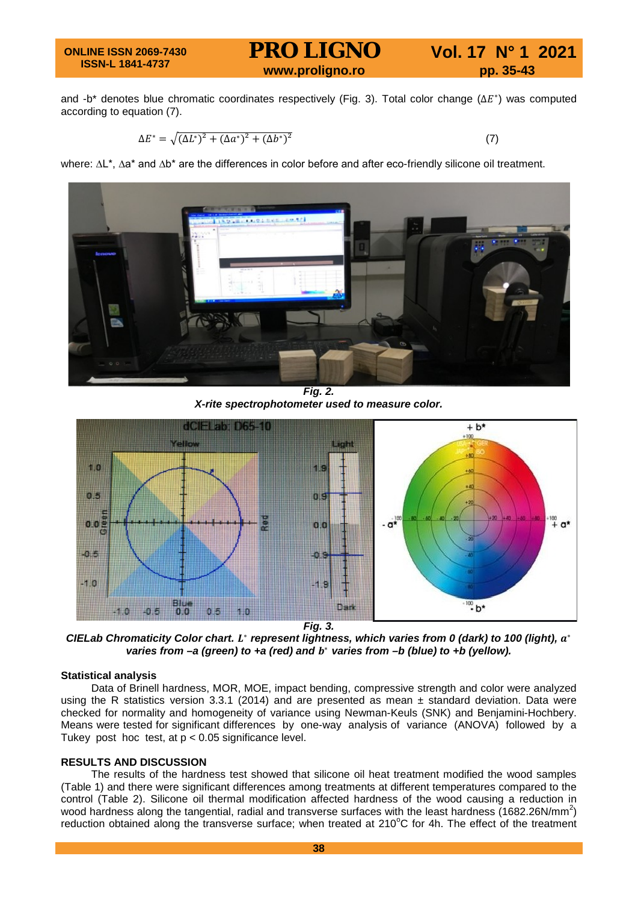and -b* denotes blue chromatic coordinates respectively (Fig. 3). Total color change ($\Delta E^*$) was computed according to equation (7).

$$\Delta E^* = \sqrt{(\Delta L^*)^2 + (\Delta a^*)^2 + (\Delta b^*)^2} \tag{7}$$

where: ∆L*, ∆a* and ∆b* are the differences in color before and after eco-friendly silicone oil treatment.

***Fig. 2.***
***X-rite spectrophotometer used to measure color.***

***Fig. 3.***
***CIELab Chromaticity Color chart. $L^*$ represent lightness, which varies from 0 (dark) to 100 (light), $a^*$ varies from –a (green) to +a (red) and $b^*$ varies from –b (blue) to +b (yellow).***

**Statistical analysis**

Data of Brinell hardness, MOR, MOE, impact bending, compressive strength and color were analyzed using the R statistics version 3.3.1 (2014) and are presented as mean ± standard deviation. Data were checked for normality and homogeneity of variance using Newman-Keuls (SNK) and Benjamini-Hochbery. Means were tested for significant differences by one-way analysis of variance (ANOVA) followed by a Tukey post hoc test, at $p < 0.05$ significance level.

**RESULTS AND DISCUSSION**

The results of the hardness test showed that silicone oil heat treatment modified the wood samples (Table 1) and there were significant differences among treatments at different temperatures compared to the control (Table 2). Silicone oil thermal modification affected hardness of the wood causing a reduction in wood hardness along the tangential, radial and transverse surfaces with the least hardness (1682.26N/mm$^2$) reduction obtained along the transverse surface; when treated at 210°C for 4h. The effect of the treatment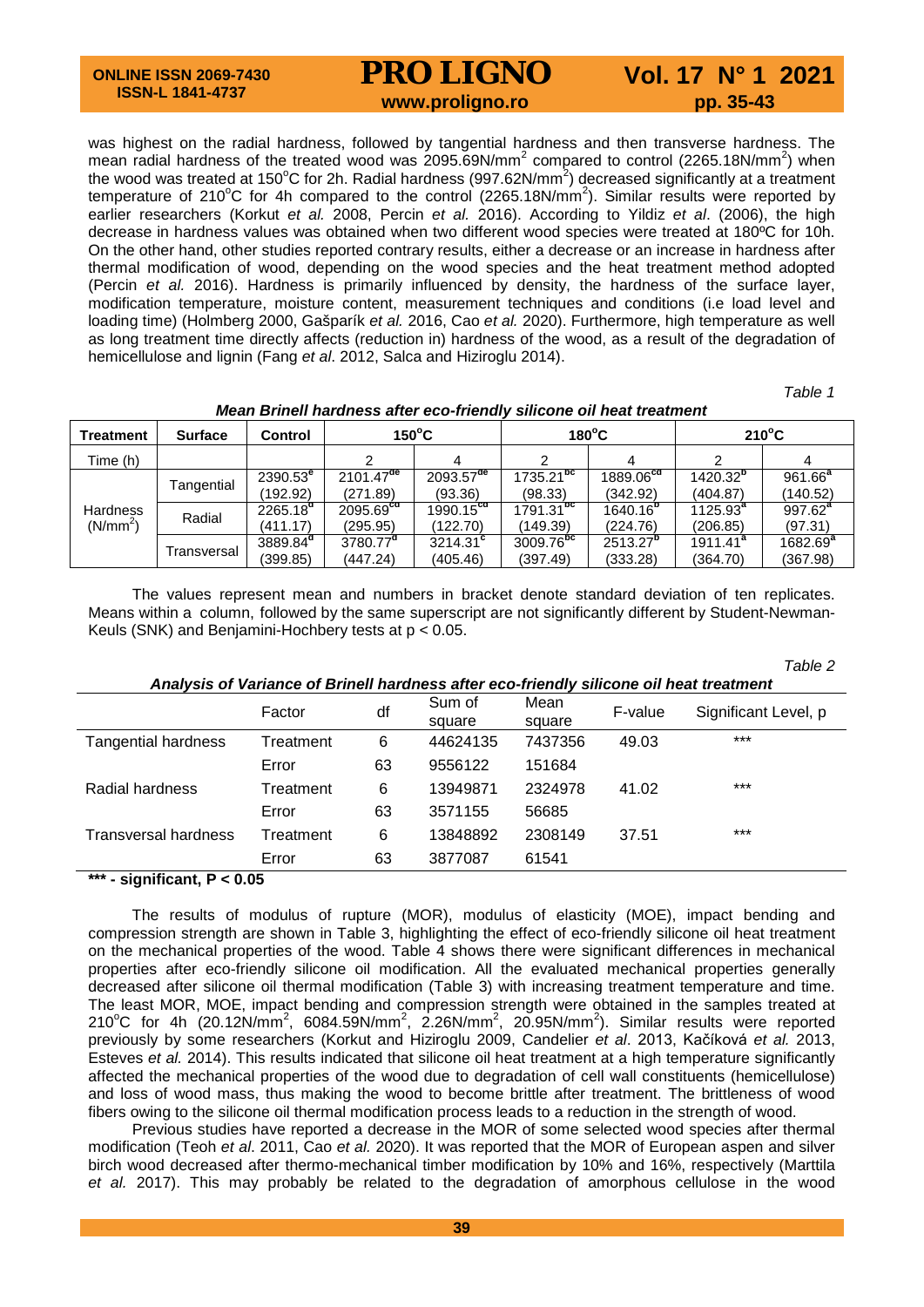was highest on the radial hardness, followed by tangential hardness and then transverse hardness. The mean radial hardness of the treated wood was 2095.69N/mm$^2$ compared to control (2265.18N/mm$^2$) when the wood was treated at 150°C for 2h. Radial hardness (997.62N/mm$^2$) decreased significantly at a treatment temperature of 210°C for 4h compared to the control (2265.18N/mm$^2$). Similar results were reported by earlier researchers (Korkut *et al.* 2008, Percin *et al.* 2016). According to Yildiz *et al*. (2006), the high decrease in hardness values was obtained when two different wood species were treated at 180ºC for 10h. On the other hand, other studies reported contrary results, either a decrease or an increase in hardness after thermal modification of wood, depending on the wood species and the heat treatment method adopted (Percin *et al.* 2016). Hardness is primarily influenced by density, the hardness of the surface layer, modification temperature, moisture content, measurement techniques and conditions (i.e load level and loading time) (Holmberg 2000, Gašparík *et al.* 2016, Cao *et al.* 2020). Furthermore, high temperature as well as long treatment time directly affects (reduction in) hardness of the wood, as a result of the degradation of hemicellulose and lignin (Fang *et al*. 2012, Salca and Hiziroglu 2014).

*Table 1*

***Mean Brinell hardness after eco-friendly silicone oil heat treatment***

| Treatment | Surface | Control | 150°C | | 180°C | | 210°C | |
|---|---|---|---|---|---|---|---|---|
| Time (h) | | | 2 | 4 | 2 | 4 | 2 | 4 |
| Hardness (N/mm$^2$) | Tangential | 2390.53$^{e}$ (192.92) | 2101.47$^{de}$ (271.89) | 2093.57$^{de}$ (93.36) | 1735.21$^{bc}$ (98.33) | 1889.06$^{cd}$ (342.92) | 1420.32$^{b}$ (404.87) | 961.66$^{a}$ (140.52) |
| | Radial | 2265.18$^{d}$ (411.17) | 2095.69$^{cd}$ (295.95) | 1990.15$^{cd}$ (122.70) | 1791.31$^{bc}$ (149.39) | 1640.16$^{b}$ (224.76) | 1125.93$^{a}$ (206.85) | 997.62$^{a}$ (97.31) |
| | Transversal | 3889.84$^{d}$ (399.85) | 3780.77$^{d}$ (447.24) | 3214.31$^{c}$ (405.46) | 3009.76$^{bc}$ (397.49) | 2513.27$^{b}$ (333.28) | 1911.41$^{a}$ (364.70) | 1682.69$^{a}$ (367.98) |

The values represent mean and numbers in bracket denote standard deviation of ten replicates. Means within a column, followed by the same superscript are not significantly different by Student-Newman-Keuls (SNK) and Benjamini-Hochbery tests at $p < 0.05$.

*Table 2*

***Analysis of Variance of Brinell hardness after eco-friendly silicone oil heat treatment***

| | Factor | df | Sum of square | Mean square | F-value | Significant Level, p |
|---|---|---|---|---|---|---|
| Tangential hardness | Treatment | 6 | 44624135 | 7437356 | 49.03 | *** |
| | Error | 63 | 9556122 | 151684 | | |
| Radial hardness | Treatment | 6 | 13949871 | 2324978 | 41.02 | *** |
| | Error | 63 | 3571155 | 56685 | | |
| Transversal hardness | Treatment | 6 | 13848892 | 2308149 | 37.51 | *** |
| | Error | 63 | 3877087 | 61541 | | |

**\*\*\* - significant, $P < 0.05$**

The results of modulus of rupture (MOR), modulus of elasticity (MOE), impact bending and compression strength are shown in Table 3, highlighting the effect of eco-friendly silicone oil heat treatment on the mechanical properties of the wood. Table 4 shows there were significant differences in mechanical properties after eco-friendly silicone oil modification. All the evaluated mechanical properties generally decreased after silicone oil thermal modification (Table 3) with increasing treatment temperature and time. The least MOR, MOE, impact bending and compression strength were obtained in the samples treated at 210°C for 4h (20.12N/mm$^2$, 6084.59N/mm$^2$, 2.26N/mm$^2$, 20.95N/mm$^2$). Similar results were reported previously by some researchers (Korkut and Hiziroglu 2009, Candelier *et al*. 2013, Kačíková *et al.* 2013, Esteves *et al.* 2014). This results indicated that silicone oil heat treatment at a high temperature significantly affected the mechanical properties of the wood due to degradation of cell wall constituents (hemicellulose) and loss of wood mass, thus making the wood to become brittle after treatment. The brittleness of wood fibers owing to the silicone oil thermal modification process leads to a reduction in the strength of wood.

Previous studies have reported a decrease in the MOR of some selected wood species after thermal modification (Teoh *et al*. 2011, Cao *et al.* 2020). It was reported that the MOR of European aspen and silver birch wood decreased after thermo-mechanical timber modification by 10% and 16%, respectively (Marttila *et al.* 2017). This may probably be related to the degradation of amorphous cellulose in the wood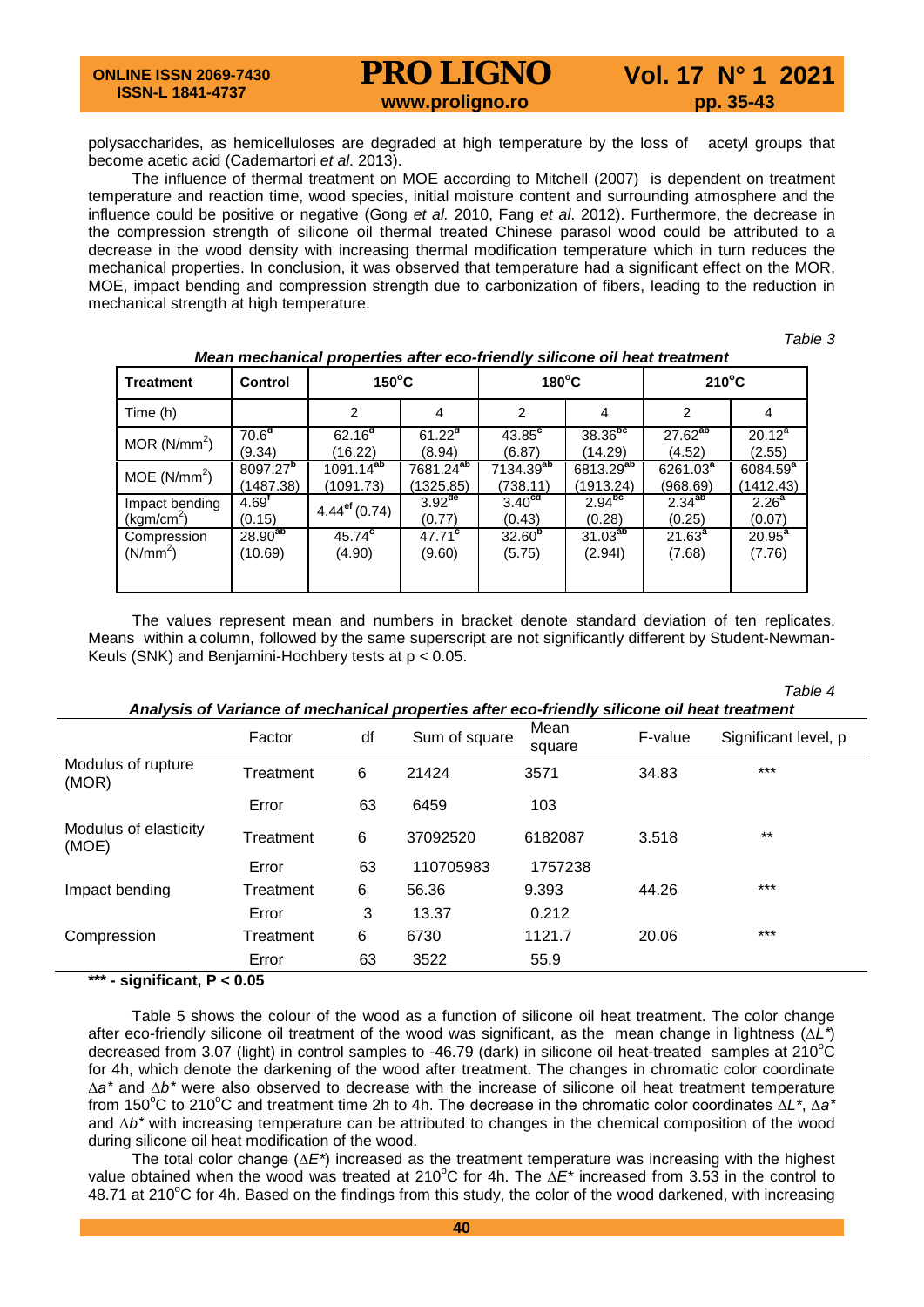polysaccharides, as hemicelluloses are degraded at high temperature by the loss of acetyl groups that become acetic acid (Cademartori *et al*. 2013).

The influence of thermal treatment on MOE according to Mitchell (2007) is dependent on treatment temperature and reaction time, wood species, initial moisture content and surrounding atmosphere and the influence could be positive or negative (Gong *et al.* 2010, Fang *et al*. 2012). Furthermore, the decrease in the compression strength of silicone oil thermal treated Chinese parasol wood could be attributed to a decrease in the wood density with increasing thermal modification temperature which in turn reduces the mechanical properties. In conclusion, it was observed that temperature had a significant effect on the MOR, MOE, impact bending and compression strength due to carbonization of fibers, leading to the reduction in mechanical strength at high temperature.

*Table 3*

***Mean mechanical properties after eco-friendly silicone oil heat treatment***

| Treatment | Control | 150°C | | 180°C | | 210°C | |
|---|---|---|---|---|---|---|---|
| Time (h) | | 2 | 4 | 2 | 4 | 2 | 4 |
| MOR ($N/mm^2$) | $70.6^{d}$ (9.34) | $62.16^{d}$ (16.22) | $61.22^{d}$ (8.94) | $43.85^{c}$ (6.87) | $38.36^{bc}$ (14.29) | $27.62^{ab}$ (4.52) | $20.12^{a}$ (2.55) |
| MOE ($N/mm^2$) | $8097.27^{b}$ (1487.38) | $1091.14^{ab}$ (1091.73) | $7681.24^{ab}$ (1325.85) | $7134.39^{ab}$ (738.11) | $6813.29^{ab}$ (1913.24) | $6261.03^{a}$ (968.69) | $6084.59^{a}$ (1412.43) |
| Impact bending ($kgm/cm^2$) | $4.69^{f}$ (0.15) | $4.44^{ef}$ (0.74) | $3.92^{de}$ (0.77) | $3.40^{cd}$ (0.43) | $2.94^{bc}$ (0.28) | $2.34^{ab}$ (0.25) | $2.26^{a}$ (0.07) |
| Compression ($N/mm^2$) | $28.90^{ab}$ (10.69) | $45.74^{c}$ (4.90) | $47.71^{c}$ (9.60) | $32.60^{b}$ (5.75) | $31.03^{ab}$ (2.94l) | $21.63^{a}$ (7.68) | $20.95^{a}$ (7.76) |

The values represent mean and numbers in bracket denote standard deviation of ten replicates. Means within a column, followed by the same superscript are not significantly different by Student-Newman-Keuls (SNK) and Benjamini-Hochbery tests at $p < 0.05$.

*Table 4*

***Analysis of Variance of mechanical properties after eco-friendly silicone oil heat treatment***

| | Factor | df | Sum of square | Mean square | F-value | Significant level, p |
|---|---|---|---|---|---|---|
| Modulus of rupture (MOR) | Treatment | 6 | 21424 | 3571 | 34.83 | *** |
| | Error | 63 | 6459 | 103 | | |
| Modulus of elasticity (MOE) | Treatment | 6 | 37092520 | 6182087 | 3.518 | ** |
| | Error | 63 | 110705983 | 1757238 | | |
| Impact bending | Treatment | 6 | 56.36 | 9.393 | 44.26 | *** |
| | Error | 3 | 13.37 | 0.212 | | |
| Compression | Treatment | 6 | 6730 | 1121.7 | 20.06 | *** |
| | Error | 63 | 3522 | 55.9 | | |

**\*\*\* - significant, $P < 0.05$**

Table 5 shows the colour of the wood as a function of silicone oil heat treatment. The color change after eco-friendly silicone oil treatment of the wood was significant, as the mean change in lightness ($\Delta L^*$) decreased from 3.07 (light) in control samples to -46.79 (dark) in silicone oil heat-treated samples at 210°C for 4h, which denote the darkening of the wood after treatment. The changes in chromatic color coordinate $\Delta a^*$ and $\Delta b^*$ were also observed to decrease with the increase of silicone oil heat treatment temperature from 150°C to 210°C and treatment time 2h to 4h. The decrease in the chromatic color coordinates $\Delta L^*$, $\Delta a^*$ and $\Delta b^*$ with increasing temperature can be attributed to changes in the chemical composition of the wood during silicone oil heat modification of the wood.

The total color change ($\Delta E^*$) increased as the treatment temperature was increasing with the highest value obtained when the wood was treated at 210°C for 4h. The $\Delta E^*$ increased from 3.53 in the control to 48.71 at 210°C for 4h. Based on the findings from this study, the color of the wood darkened, with increasing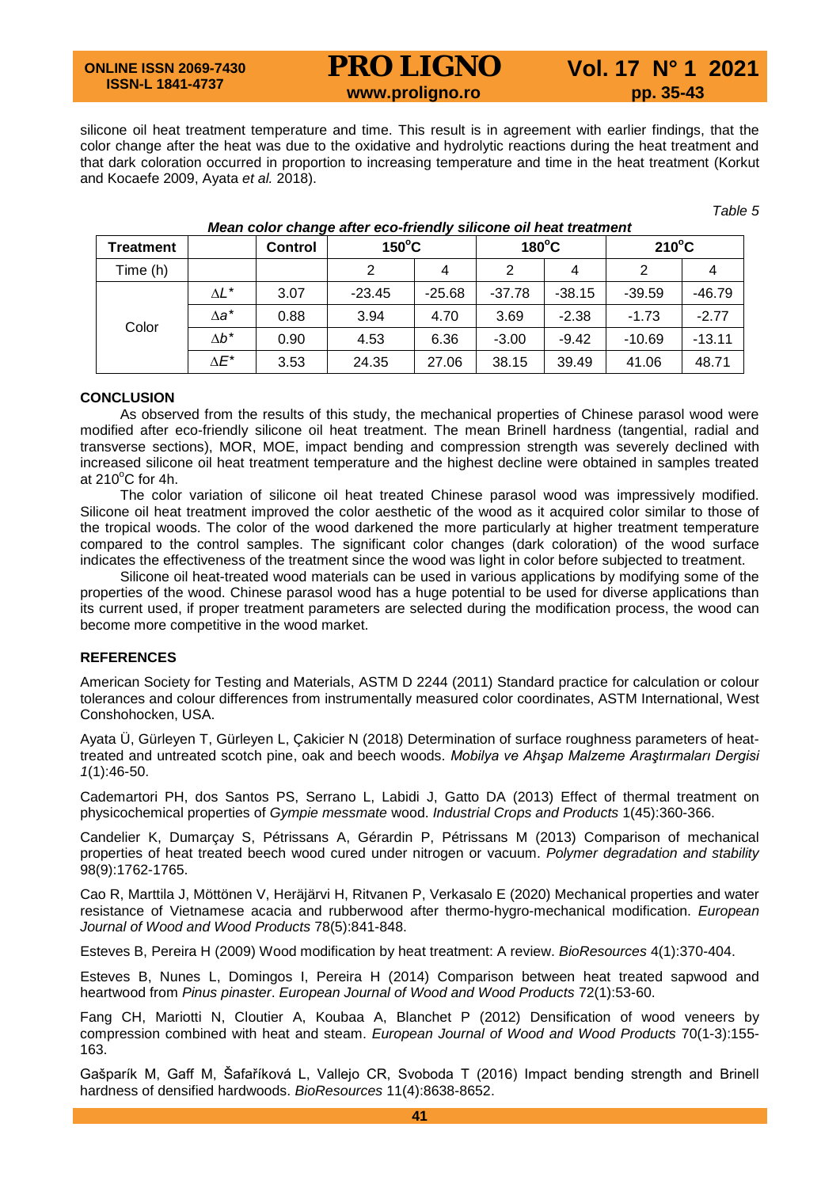silicone oil heat treatment temperature and time. This result is in agreement with earlier findings, that the color change after the heat was due to the oxidative and hydrolytic reactions during the heat treatment and that dark coloration occurred in proportion to increasing temperature and time in the heat treatment (Korkut and Kocaefe 2009, Ayata *et al.* 2018).

*Table 5*

***Mean color change after eco-friendly silicone oil heat treatment***

| **Treatment** | | **Control** | **150°C** | | **180°C** | | **210°C** | |
|---|---|---|---|---|---|---|---|---|
| Time (h) | | | 2 | 4 | 2 | 4 | 2 | 4 |
| Color | $\Delta L^*$ | 3.07 | -23.45 | -25.68 | -37.78 | -38.15 | -39.59 | -46.79 |
| | $\Delta a^*$ | 0.88 | 3.94 | 4.70 | 3.69 | -2.38 | -1.73 | -2.77 |
| | $\Delta b^*$ | 0.90 | 4.53 | 6.36 | -3.00 | -9.42 | -10.69 | -13.11 |
| | $\Delta E^*$ | 3.53 | 24.35 | 27.06 | 38.15 | 39.49 | 41.06 | 48.71 |

## CONCLUSION

As observed from the results of this study, the mechanical properties of Chinese parasol wood were modified after eco-friendly silicone oil heat treatment. The mean Brinell hardness (tangential, radial and transverse sections), MOR, MOE, impact bending and compression strength was severely declined with increased silicone oil heat treatment temperature and the highest decline were obtained in samples treated at 210°C for 4h.

The color variation of silicone oil heat treated Chinese parasol wood was impressively modified. Silicone oil heat treatment improved the color aesthetic of the wood as it acquired color similar to those of the tropical woods. The color of the wood darkened the more particularly at higher treatment temperature compared to the control samples. The significant color changes (dark coloration) of the wood surface indicates the effectiveness of the treatment since the wood was light in color before subjected to treatment.

Silicone oil heat-treated wood materials can be used in various applications by modifying some of the properties of the wood. Chinese parasol wood has a huge potential to be used for diverse applications than its current used, if proper treatment parameters are selected during the modification process, the wood can become more competitive in the wood market.

## REFERENCES

American Society for Testing and Materials, ASTM D 2244 (2011) Standard practice for calculation or colour tolerances and colour differences from instrumentally measured color coordinates, ASTM International, West Conshohocken, USA.

Ayata Ü, Gürleyen T, Gürleyen L, Çakicier N (2018) Determination of surface roughness parameters of heat-treated and untreated scotch pine, oak and beech woods. *Mobilya ve Ahşap Malzeme Araştırmaları Dergisi 1*(1):46-50.

Cademartori PH, dos Santos PS, Serrano L, Labidi J, Gatto DA (2013) Effect of thermal treatment on physicochemical properties of *Gympie messmate* wood. *Industrial Crops and Products* 1(45):360-366.

Candelier K, Dumarçay S, Pétrissans A, Gérardin P, Pétrissans M (2013) Comparison of mechanical properties of heat treated beech wood cured under nitrogen or vacuum. *Polymer degradation and stability* 98(9):1762-1765.

Cao R, Marttila J, Möttönen V, Heräjärvi H, Ritvanen P, Verkasalo E (2020) Mechanical properties and water resistance of Vietnamese acacia and rubberwood after thermo-hygro-mechanical modification. *European Journal of Wood and Wood Products* 78(5):841-848.

Esteves B, Pereira H (2009) Wood modification by heat treatment: A review. *BioResources* 4(1):370-404.

Esteves B, Nunes L, Domingos I, Pereira H (2014) Comparison between heat treated sapwood and heartwood from *Pinus pinaster*. *European Journal of Wood and Wood Products* 72(1):53-60.

Fang CH, Mariotti N, Cloutier A, Koubaa A, Blanchet P (2012) Densification of wood veneers by compression combined with heat and steam. *European Journal of Wood and Wood Products* 70(1-3):155-163.

Gašparík M, Gaff M, Šafaříková L, Vallejo CR, Svoboda T (2016) Impact bending strength and Brinell hardness of densified hardwoods. *BioResources* 11(4):8638-8652.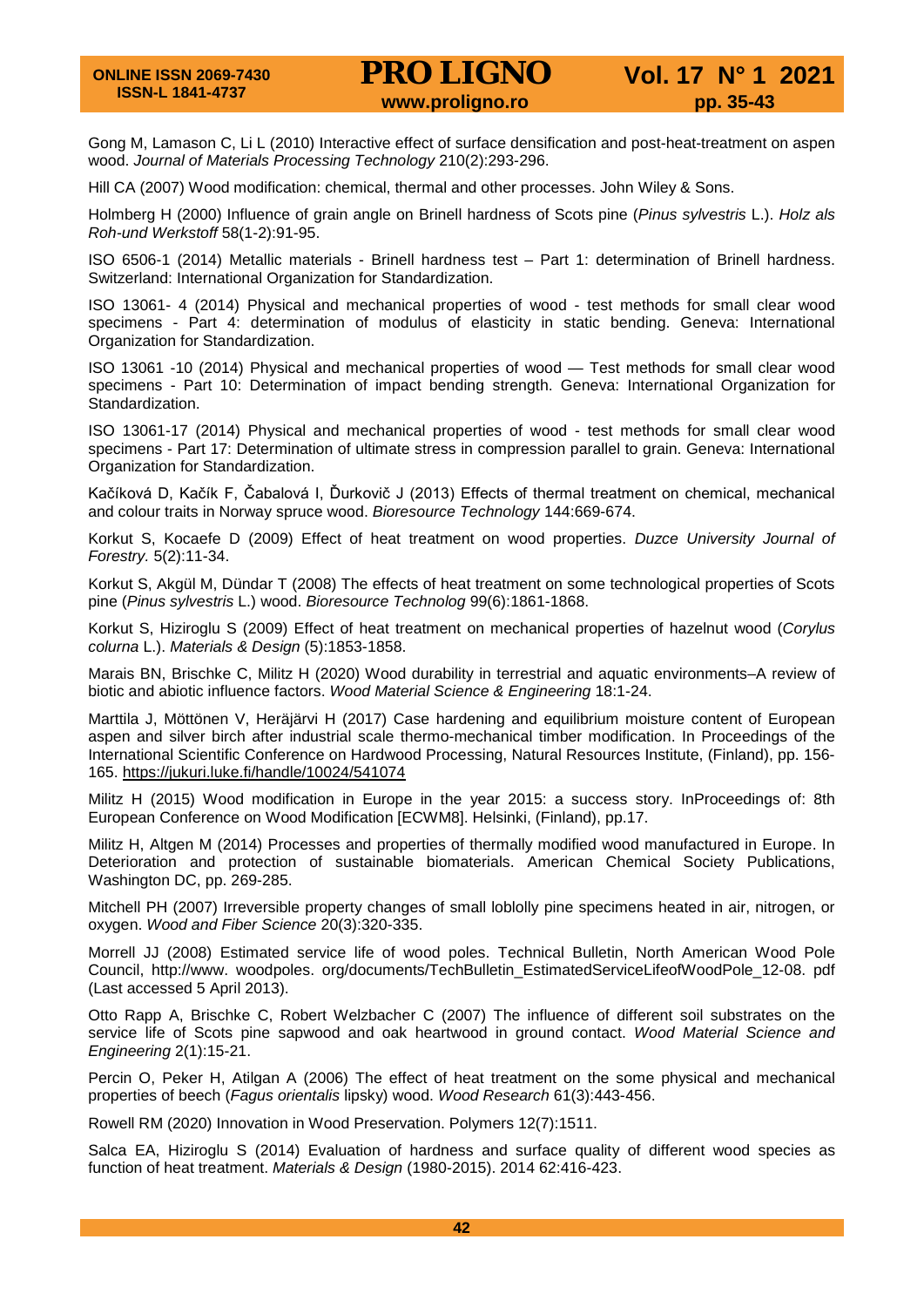Gong M, Lamason C, Li L (2010) Interactive effect of surface densification and post-heat-treatment on aspen wood. *Journal of Materials Processing Technology* 210(2):293-296.

Hill CA (2007) Wood modification: chemical, thermal and other processes. John Wiley & Sons.

Holmberg H (2000) Influence of grain angle on Brinell hardness of Scots pine (*Pinus sylvestris* L.). *Holz als Roh-und Werkstoff* 58(1-2):91-95.

ISO 6506-1 (2014) Metallic materials - Brinell hardness test – Part 1: determination of Brinell hardness. Switzerland: International Organization for Standardization.

ISO 13061- 4 (2014) Physical and mechanical properties of wood - test methods for small clear wood specimens - Part 4: determination of modulus of elasticity in static bending. Geneva: International Organization for Standardization.

ISO 13061 -10 (2014) Physical and mechanical properties of wood — Test methods for small clear wood specimens - Part 10: Determination of impact bending strength. Geneva: International Organization for Standardization.

ISO 13061-17 (2014) Physical and mechanical properties of wood - test methods for small clear wood specimens - Part 17: Determination of ultimate stress in compression parallel to grain. Geneva: International Organization for Standardization.

Kačíková D, Kačík F, Čabalová I, Ďurkovič J (2013) Effects of thermal treatment on chemical, mechanical and colour traits in Norway spruce wood. *Bioresource Technology* 144:669-674.

Korkut S, Kocaefe D (2009) Effect of heat treatment on wood properties. *Duzce University Journal of Forestry.* 5(2):11-34.

Korkut S, Akgül M, Dündar T (2008) The effects of heat treatment on some technological properties of Scots pine (*Pinus sylvestris* L.) wood. *Bioresource Technolog* 99(6):1861-1868.

Korkut S, Hiziroglu S (2009) Effect of heat treatment on mechanical properties of hazelnut wood (*Corylus colurna* L.). *Materials & Design* (5):1853-1858.

Marais BN, Brischke C, Militz H (2020) Wood durability in terrestrial and aquatic environments–A review of biotic and abiotic influence factors. *Wood Material Science & Engineering* 18:1-24.

Marttila J, Möttönen V, Heräjärvi H (2017) Case hardening and equilibrium moisture content of European aspen and silver birch after industrial scale thermo-mechanical timber modification. In Proceedings of the International Scientific Conference on Hardwood Processing, Natural Resources Institute, (Finland), pp. 156-165. https://jukuri.luke.fi/handle/10024/541074

Militz H (2015) Wood modification in Europe in the year 2015: a success story. InProceedings of: 8th European Conference on Wood Modification [ECWM8]. Helsinki, (Finland), pp.17.

Militz H, Altgen M (2014) Processes and properties of thermally modified wood manufactured in Europe. In Deterioration and protection of sustainable biomaterials. American Chemical Society Publications, Washington DC, pp. 269-285.

Mitchell PH (2007) Irreversible property changes of small loblolly pine specimens heated in air, nitrogen, or oxygen. *Wood and Fiber Science* 20(3):320-335.

Morrell JJ (2008) Estimated service life of wood poles. Technical Bulletin, North American Wood Pole Council, http://www. woodpoles. org/documents/TechBulletin_EstimatedServiceLifeofWoodPole_12-08. pdf (Last accessed 5 April 2013).

Otto Rapp A, Brischke C, Robert Welzbacher C (2007) The influence of different soil substrates on the service life of Scots pine sapwood and oak heartwood in ground contact. *Wood Material Science and Engineering* 2(1):15-21.

Percin O, Peker H, Atilgan A (2006) The effect of heat treatment on the some physical and mechanical properties of beech (*Fagus orientalis* lipsky) wood. *Wood Research* 61(3):443-456.

Rowell RM (2020) Innovation in Wood Preservation. Polymers 12(7):1511.

Salca EA, Hiziroglu S (2014) Evaluation of hardness and surface quality of different wood species as function of heat treatment. *Materials & Design* (1980-2015). 2014 62:416-423.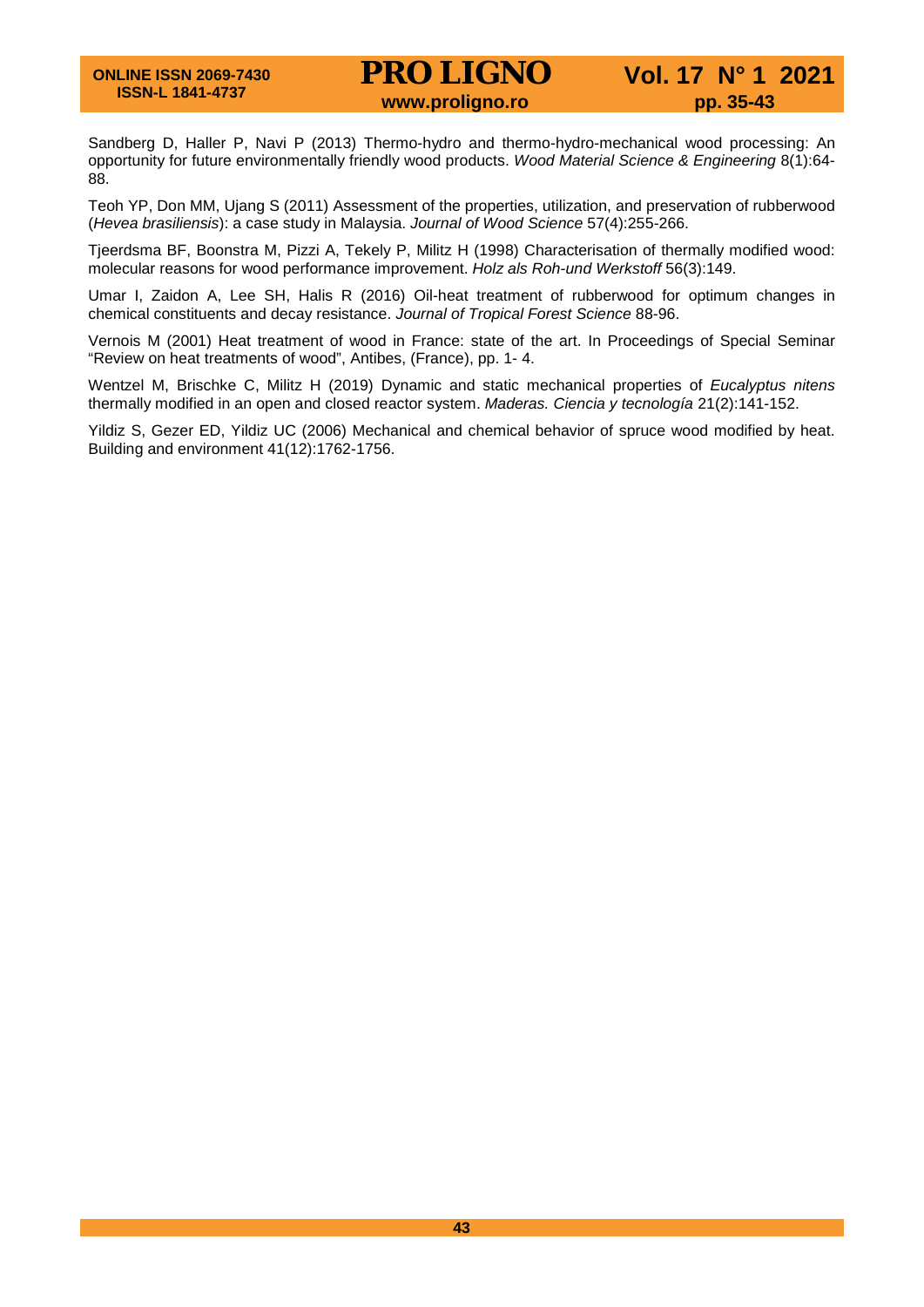Sandberg D, Haller P, Navi P (2013) Thermo-hydro and thermo-hydro-mechanical wood processing: An opportunity for future environmentally friendly wood products. *Wood Material Science & Engineering* 8(1):64-88.

Teoh YP, Don MM, Ujang S (2011) Assessment of the properties, utilization, and preservation of rubberwood (*Hevea brasiliensis*): a case study in Malaysia. *Journal of Wood Science* 57(4):255-266.

Tjeerdsma BF, Boonstra M, Pizzi A, Tekely P, Militz H (1998) Characterisation of thermally modified wood: molecular reasons for wood performance improvement. *Holz als Roh-und Werkstoff* 56(3):149.

Umar I, Zaidon A, Lee SH, Halis R (2016) Oil-heat treatment of rubberwood for optimum changes in chemical constituents and decay resistance. *Journal of Tropical Forest Science* 88-96.

Vernois M (2001) Heat treatment of wood in France: state of the art. In Proceedings of Special Seminar "Review on heat treatments of wood", Antibes, (France), pp. 1- 4.

Wentzel M, Brischke C, Militz H (2019) Dynamic and static mechanical properties of *Eucalyptus nitens* thermally modified in an open and closed reactor system. *Maderas. Ciencia y tecnología* 21(2):141-152.

Yildiz S, Gezer ED, Yildiz UC (2006) Mechanical and chemical behavior of spruce wood modified by heat. Building and environment 41(12):1762-1756.